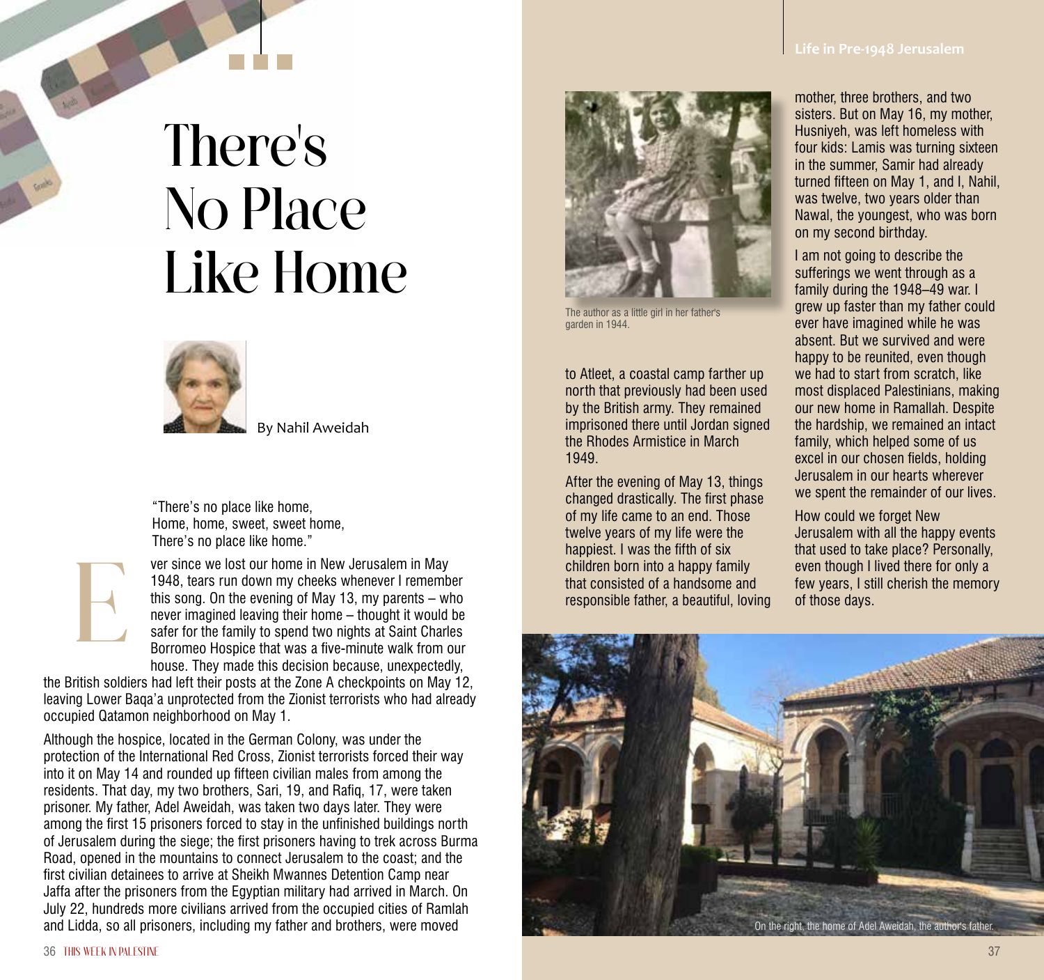# There's No Place Like Home

By Nahil Aweidah

"There's no place like home,
Home, home, sweet, sweet home,
There's no place like home."

Ever since we lost our home in New Jerusalem in May 1948, tears run down my cheeks whenever I remember this song. On the evening of May 13, my parents – who never imagined leaving their home – thought it would be safer for the family to spend two nights at Saint Charles Borromeo Hospice that was a five-minute walk from our house. They made this decision because, unexpectedly, the British soldiers had left their posts at the Zone A checkpoints on May 12, leaving Lower Baqa'a unprotected from the Zionist terrorists who had already occupied Qatamon neighborhood on May 1.

Although the hospice, located in the German Colony, was under the protection of the International Red Cross, Zionist terrorists forced their way into it on May 14 and rounded up fifteen civilian males from among the residents. That day, my two brothers, Sari, 19, and Rafiq, 17, were taken prisoner. My father, Adel Aweidah, was taken two days later. They were among the first 15 prisoners forced to stay in the unfinished buildings north of Jerusalem during the siege; the first prisoners having to trek across Burma Road, opened in the mountains to connect Jerusalem to the coast; and the first civilian detainees to arrive at Sheikh Mwannes Detention Camp near Jaffa after the prisoners from the Egyptian military had arrived in March. On July 22, hundreds more civilians arrived from the occupied cities of Ramlah and Lidda, so all prisoners, including my father and brothers, were moved to Atleet, a coastal camp farther up north that previously had been used by the British army. They remained imprisoned there until Jordan signed the Rhodes Armistice in March 1949.

The author as a little girl in her father's garden in 1944.

After the evening of May 13, things changed drastically. The first phase of my life came to an end. Those twelve years of my life were the happiest. I was the fifth of six children born into a happy family that consisted of a handsome and responsible father, a beautiful, loving mother, three brothers, and two sisters. But on May 16, my mother, Husniyeh, was left homeless with four kids: Lamis was turning sixteen in the summer, Samir had already turned fifteen on May 1, and I, Nahil, was twelve, two years older than Nawal, the youngest, who was born on my second birthday.

I am not going to describe the sufferings we went through as a family during the 1948–49 war. I grew up faster than my father could ever have imagined while he was absent. But we survived and were happy to be reunited, even though we had to start from scratch, like most displaced Palestinians, making our new home in Ramallah. Despite the hardship, we remained an intact family, which helped some of us excel in our chosen fields, holding Jerusalem in our hearts wherever we spent the remainder of our lives.

How could we forget New Jerusalem with all the happy events that used to take place? Personally, even though I lived there for only a few years, I still cherish the memory of those days.

On the right, the home of Adel Aweidah, the author's father.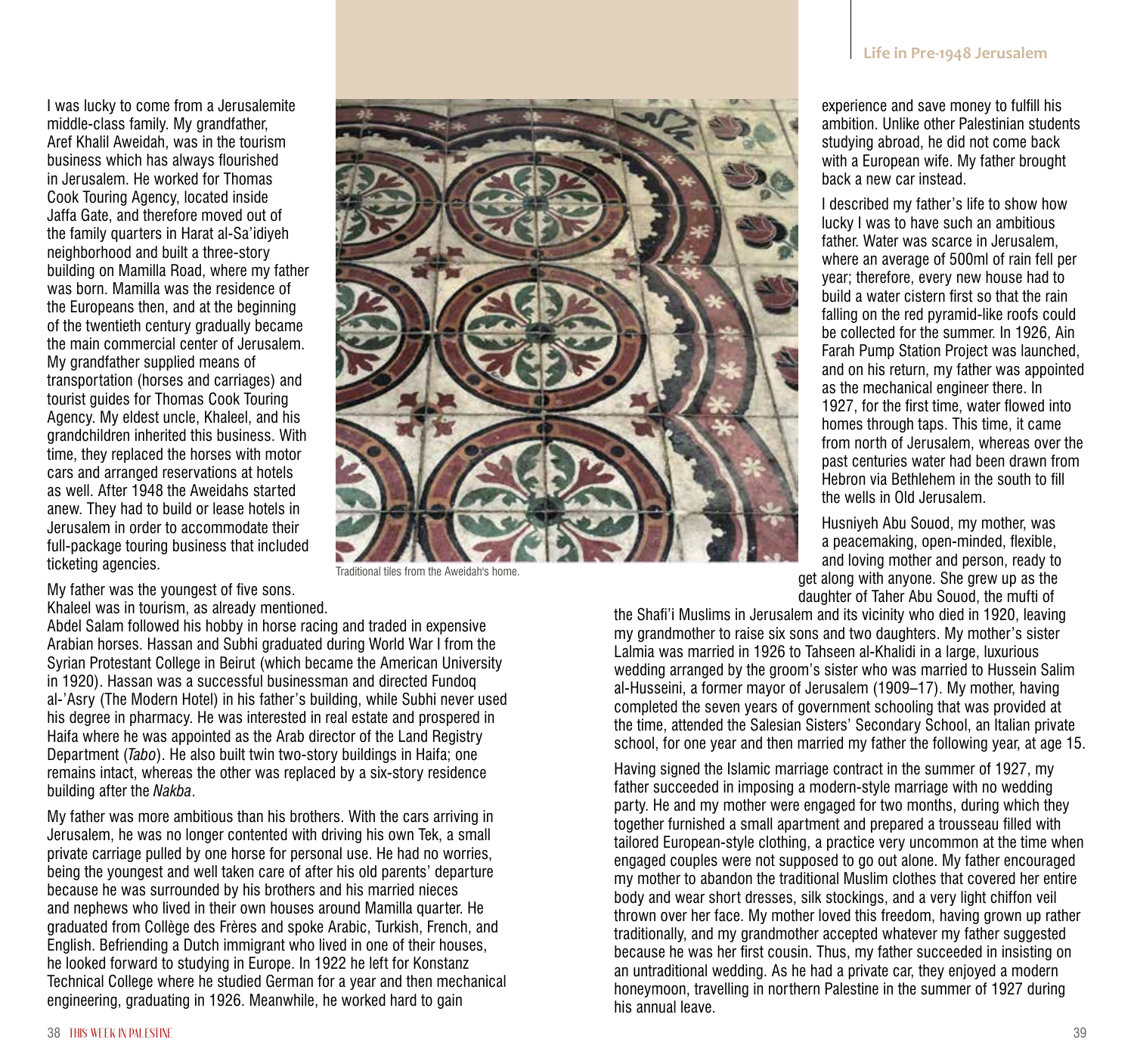I was lucky to come from a Jerusalemite middle-class family. My grandfather, Aref Khalil Aweidah, was in the tourism business which has always flourished in Jerusalem. He worked for Thomas Cook Touring Agency, located inside Jaffa Gate, and therefore moved out of the family quarters in Harat al-Sa'idiyeh neighborhood and built a three-story building on Mamilla Road, where my father was born. Mamilla was the residence of the Europeans then, and at the beginning of the twentieth century gradually became the main commercial center of Jerusalem. My grandfather supplied means of transportation (horses and carriages) and tourist guides for Thomas Cook Touring Agency. My eldest uncle, Khaleel, and his grandchildren inherited this business. With time, they replaced the horses with motor cars and arranged reservations at hotels as well. After 1948 the Aweidahs started anew. They had to build or lease hotels in Jerusalem in order to accommodate their full-package touring business that included ticketing agencies.

Traditional tiles from the Aweidah's home.

My father was the youngest of five sons. Khaleel was in tourism, as already mentioned. Abdel Salam followed his hobby in horse racing and traded in expensive Arabian horses. Hassan and Subhi graduated during World War I from the Syrian Protestant College in Beirut (which became the American University in 1920). Hassan was a successful businessman and directed Fundoq al-'Asry (The Modern Hotel) in his father's building, while Subhi never used his degree in pharmacy. He was interested in real estate and prospered in Haifa where he was appointed as the Arab director of the Land Registry Department (*Tabo*). He also built twin two-story buildings in Haifa; one remains intact, whereas the other was replaced by a six-story residence building after the *Nakba*.

My father was more ambitious than his brothers. With the cars arriving in Jerusalem, he was no longer contented with driving his own Tek, a small private carriage pulled by one horse for personal use. He had no worries, being the youngest and well taken care of after his old parents' departure because he was surrounded by his brothers and his married nieces and nephews who lived in their own houses around Mamilla quarter. He graduated from Collège des Frères and spoke Arabic, Turkish, French, and English. Befriending a Dutch immigrant who lived in one of their houses, he looked forward to studying in Europe. In 1922 he left for Konstanz Technical College where he studied German for a year and then mechanical engineering, graduating in 1926. Meanwhile, he worked hard to gain experience and save money to fulfill his ambition. Unlike other Palestinian students studying abroad, he did not come back with a European wife. My father brought back a new car instead.

I described my father's life to show how lucky I was to have such an ambitious father. Water was scarce in Jerusalem, where an average of 500ml of rain fell per year; therefore, every new house had to build a water cistern first so that the rain falling on the red pyramid-like roofs could be collected for the summer. In 1926, Ain Farah Pump Station Project was launched, and on his return, my father was appointed as the mechanical engineer there. In 1927, for the first time, water flowed into homes through taps. This time, it came from north of Jerusalem, whereas over the past centuries water had been drawn from Hebron via Bethlehem in the south to fill the wells in Old Jerusalem.

Husniyeh Abu Souod, my mother, was a peacemaking, open-minded, flexible, and loving mother and person, ready to get along with anyone. She grew up as the daughter of Taher Abu Souod, the mufti of the Shafi'i Muslims in Jerusalem and its vicinity who died in 1920, leaving my grandmother to raise six sons and two daughters. My mother's sister Lalmia was married in 1926 to Tahseen al-Khalidi in a large, luxurious wedding arranged by the groom's sister who was married to Hussein Salim al-Husseini, a former mayor of Jerusalem (1909–17). My mother, having completed the seven years of government schooling that was provided at the time, attended the Salesian Sisters' Secondary School, an Italian private school, for one year and then married my father the following year, at age 15.

Having signed the Islamic marriage contract in the summer of 1927, my father succeeded in imposing a modern-style marriage with no wedding party. He and my mother were engaged for two months, during which they together furnished a small apartment and prepared a trousseau filled with tailored European-style clothing, a practice very uncommon at the time when engaged couples were not supposed to go out alone. My father encouraged my mother to abandon the traditional Muslim clothes that covered her entire body and wear short dresses, silk stockings, and a very light chiffon veil thrown over her face. My mother loved this freedom, having grown up rather traditionally, and my grandmother accepted whatever my father suggested because he was her first cousin. Thus, my father succeeded in insisting on an untraditional wedding. As he had a private car, they enjoyed a modern honeymoon, travelling in northern Palestine in the summer of 1927 during his annual leave.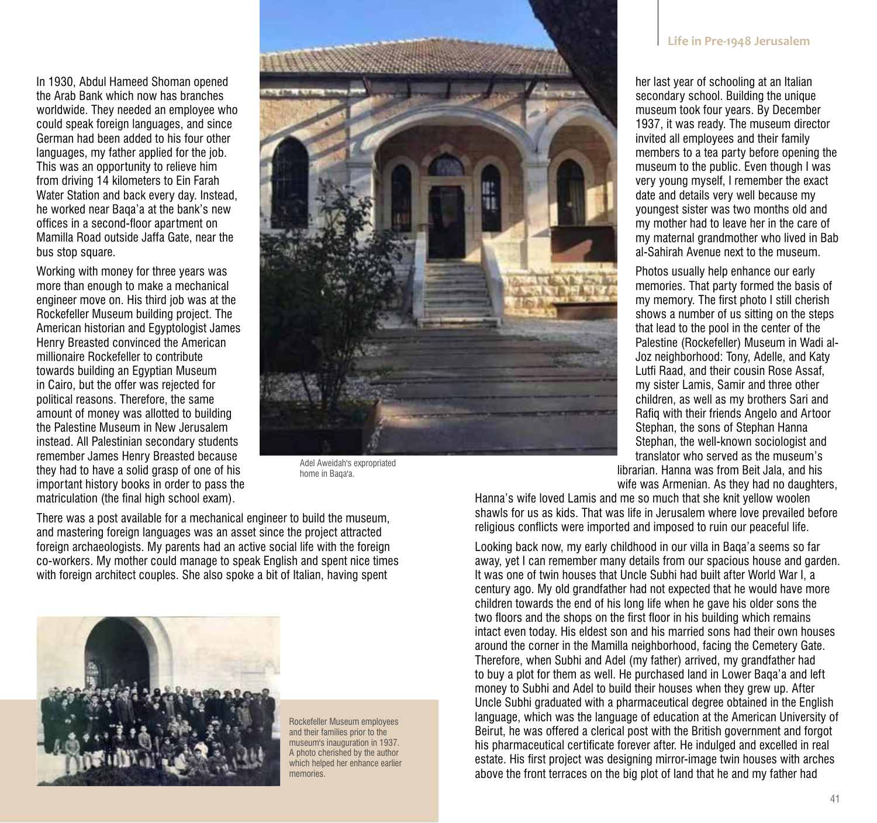In 1930, Abdul Hameed Shoman opened the Arab Bank which now has branches worldwide. They needed an employee who could speak foreign languages, and since German had been added to his four other languages, my father applied for the job. This was an opportunity to relieve him from driving 14 kilometers to Ein Farah Water Station and back every day. Instead, he worked near Baqa'a at the bank's new offices in a second-floor apartment on Mamilla Road outside Jaffa Gate, near the bus stop square.

Working with money for three years was more than enough to make a mechanical engineer move on. His third job was at the Rockefeller Museum building project. The American historian and Egyptologist James Henry Breasted convinced the American millionaire Rockefeller to contribute towards building an Egyptian Museum in Cairo, but the offer was rejected for political reasons. Therefore, the same amount of money was allotted to building the Palestine Museum in New Jerusalem instead. All Palestinian secondary students remember James Henry Breasted because they had to have a solid grasp of one of his important history books in order to pass the matriculation (the final high school exam).

Adel Aweidah's expropriated home in Baqa'a.

There was a post available for a mechanical engineer to build the museum, and mastering foreign languages was an asset since the project attracted foreign archaeologists. My parents had an active social life with the foreign co-workers. My mother could manage to speak English and spent nice times with foreign architect couples. She also spoke a bit of Italian, having spent her last year of schooling at an Italian secondary school. Building the unique museum took four years. By December 1937, it was ready. The museum director invited all employees and their family members to a tea party before opening the museum to the public. Even though I was very young myself, I remember the exact date and details very well because my youngest sister was two months old and my mother had to leave her in the care of my maternal grandmother who lived in Bab al-Sahirah Avenue next to the museum.

Rockefeller Museum employees and their families prior to the museum's inauguration in 1937. A photo cherished by the author which helped her enhance earlier memories.

Photos usually help enhance our early memories. That party formed the basis of my memory. The first photo I still cherish shows a number of us sitting on the steps that lead to the pool in the center of the Palestine (Rockefeller) Museum in Wadi al-Joz neighborhood: Tony, Adelle, and Katy Lutfi Raad, and their cousin Rose Assaf, my sister Lamis, Samir and three other children, as well as my brothers Sari and Rafiq with their friends Angelo and Artoor Stephan, the sons of Stephan Hanna Stephan, the well-known sociologist and translator who served as the museum's librarian. Hanna was from Beit Jala, and his wife was Armenian. As they had no daughters, Hanna's wife loved Lamis and me so much that she knit yellow woolen shawls for us as kids. That was life in Jerusalem where love prevailed before religious conflicts were imported and imposed to ruin our peaceful life.

Looking back now, my early childhood in our villa in Baqa'a seems so far away, yet I can remember many details from our spacious house and garden. It was one of twin houses that Uncle Subhi had built after World War I, a century ago. My old grandfather had not expected that he would have more children towards the end of his long life when he gave his older sons the two floors and the shops on the first floor in his building which remains intact even today. His eldest son and his married sons had their own houses around the corner in the Mamilla neighborhood, facing the Cemetery Gate. Therefore, when Subhi and Adel (my father) arrived, my grandfather had to buy a plot for them as well. He purchased land in Lower Baqa'a and left money to Subhi and Adel to build their houses when they grew up. After Uncle Subhi graduated with a pharmaceutical degree obtained in the English language, which was the language of education at the American University of Beirut, he was offered a clerical post with the British government and forgot his pharmaceutical certificate forever after. He indulged and excelled in real estate. His first project was designing mirror-image twin houses with arches above the front terraces on the big plot of land that he and my father had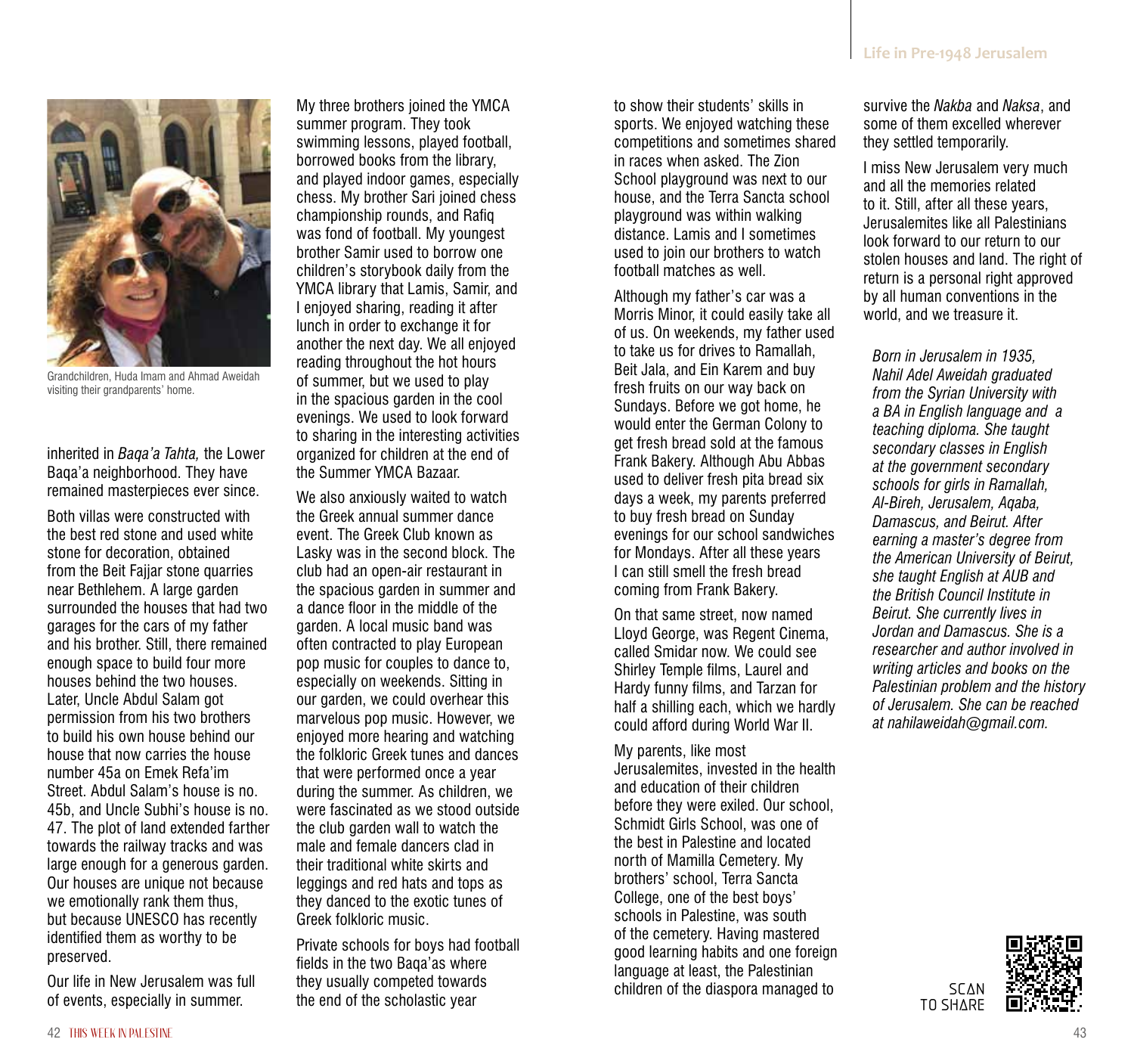Grandchildren, Huda Imam and Ahmad Aweidah visiting their grandparents' home.

inherited in *Baqa'a Tahta,* the Lower Baqa'a neighborhood. They have remained masterpieces ever since.

Both villas were constructed with the best red stone and used white stone for decoration, obtained from the Beit Fajjar stone quarries near Bethlehem. A large garden surrounded the houses that had two garages for the cars of my father and his brother. Still, there remained enough space to build four more houses behind the two houses. Later, Uncle Abdul Salam got permission from his two brothers to build his own house behind our house that now carries the house number 45a on Emek Refa'im Street. Abdul Salam's house is no. 45b, and Uncle Subhi's house is no. 47. The plot of land extended farther towards the railway tracks and was large enough for a generous garden. Our houses are unique not because we emotionally rank them thus, but because UNESCO has recently identified them as worthy to be preserved.

Our life in New Jerusalem was full of events, especially in summer. My three brothers joined the YMCA summer program. They took swimming lessons, played football, borrowed books from the library, and played indoor games, especially chess. My brother Sari joined chess championship rounds, and Rafiq was fond of football. My youngest brother Samir used to borrow one children's storybook daily from the YMCA library that Lamis, Samir, and I enjoyed sharing, reading it after lunch in order to exchange it for another the next day. We all enjoyed reading throughout the hot hours of summer, but we used to play in the spacious garden in the cool evenings. We used to look forward to sharing in the interesting activities organized for children at the end of the Summer YMCA Bazaar.

We also anxiously waited to watch the Greek annual summer dance event. The Greek Club known as Lasky was in the second block. The club had an open-air restaurant in the spacious garden in summer and a dance floor in the middle of the garden. A local music band was often contracted to play European pop music for couples to dance to, especially on weekends. Sitting in our garden, we could overhear this marvelous pop music. However, we enjoyed more hearing and watching the folkloric Greek tunes and dances that were performed once a year during the summer. As children, we were fascinated as we stood outside the club garden wall to watch the male and female dancers clad in their traditional white skirts and leggings and red hats and tops as they danced to the exotic tunes of Greek folkloric music.

Private schools for boys had football fields in the two Baqa'as where they usually competed towards the end of the scholastic year to show their students' skills in sports. We enjoyed watching these competitions and sometimes shared in races when asked. The Zion School playground was next to our house, and the Terra Sancta school playground was within walking distance. Lamis and I sometimes used to join our brothers to watch football matches as well.

Although my father's car was a Morris Minor, it could easily take all of us. On weekends, my father used to take us for drives to Ramallah, Beit Jala, and Ein Karem and buy fresh fruits on our way back on Sundays. Before we got home, he would enter the German Colony to get fresh bread sold at the famous Frank Bakery. Although Abu Abbas used to deliver fresh pita bread six days a week, my parents preferred to buy fresh bread on Sunday evenings for our school sandwiches for Mondays. After all these years I can still smell the fresh bread coming from Frank Bakery.

On that same street, now named Lloyd George, was Regent Cinema, called Smidar now. We could see Shirley Temple films, Laurel and Hardy funny films, and Tarzan for half a shilling each, which we hardly could afford during World War II.

My parents, like most Jerusalemites, invested in the health and education of their children before they were exiled. Our school, Schmidt Girls School, was one of the best in Palestine and located north of Mamilla Cemetery. My brothers' school, Terra Sancta College, one of the best boys' schools in Palestine, was south of the cemetery. Having mastered good learning habits and one foreign language at least, the Palestinian children of the diaspora managed to survive the *Nakba* and *Naksa*, and some of them excelled wherever they settled temporarily.

I miss New Jerusalem very much and all the memories related to it. Still, after all these years, Jerusalemites like all Palestinians look forward to our return to our stolen houses and land. The right of return is a personal right approved by all human conventions in the world, and we treasure it.

*Born in Jerusalem in 1935, Nahil Adel Aweidah graduated from the Syrian University with a BA in English language and a teaching diploma. She taught secondary classes in English at the government secondary schools for girls in Ramallah, Al-Bireh, Jerusalem, Aqaba, Damascus, and Beirut. After earning a master's degree from the American University of Beirut, she taught English at AUB and the British Council Institute in Beirut. She currently lives in Jordan and Damascus. She is a researcher and author involved in writing articles and books on the Palestinian problem and the history of Jerusalem. She can be reached at nahilaweidah@gmail.com.*

SCAN TO SHARE